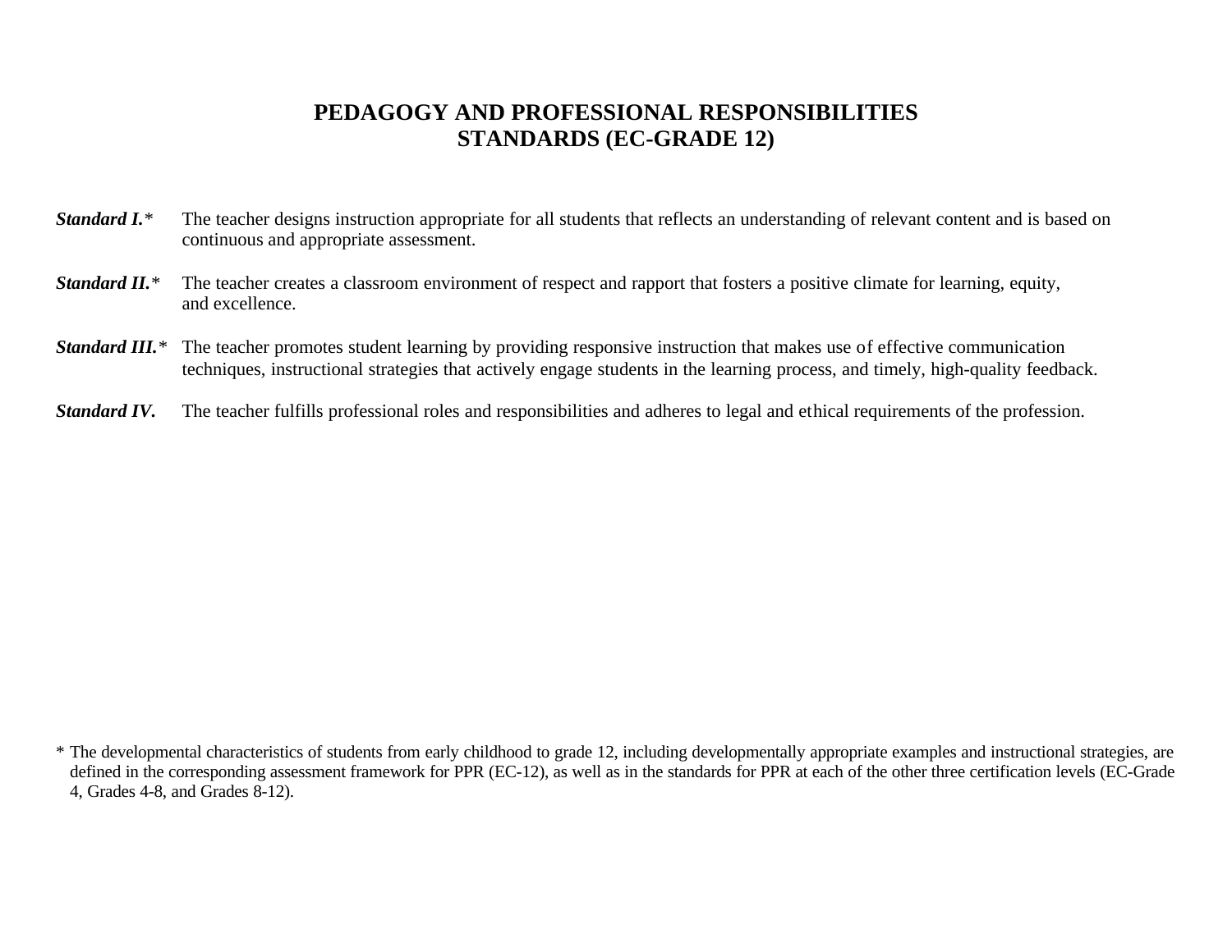# PEDAGOGY AND PROFESSIONAL RESPONSIBILITIES STANDARDS (EC-GRADE 12)

***Standard I.**** The teacher designs instruction appropriate for all students that reflects an understanding of relevant content and is based on continuous and appropriate assessment.

***Standard II.**** The teacher creates a classroom environment of respect and rapport that fosters a positive climate for learning, equity, and excellence.

***Standard III.**** The teacher promotes student learning by providing responsive instruction that makes use of effective communication techniques, instructional strategies that actively engage students in the learning process, and timely, high-quality feedback.

***Standard IV.*** The teacher fulfills professional roles and responsibilities and adheres to legal and ethical requirements of the profession.

* The developmental characteristics of students from early childhood to grade 12, including developmentally appropriate examples and instructional strategies, are defined in the corresponding assessment framework for PPR (EC-12), as well as in the standards for PPR at each of the other three certification levels (EC-Grade 4, Grades 4-8, and Grades 8-12).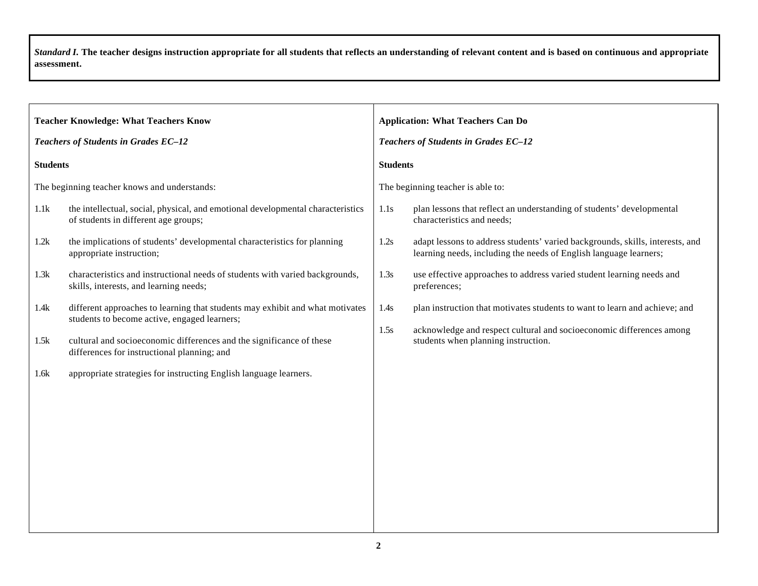***Standard I.*** **The teacher designs instruction appropriate for all students that reflects an understanding of relevant content and is based on continuous and appropriate assessment.**

**Teacher Knowledge: What Teachers Know**

***Teachers of Students in Grades EC–12***

**Students**

The beginning teacher knows and understands:

1.1k the intellectual, social, physical, and emotional developmental characteristics of students in different age groups;

1.2k the implications of students' developmental characteristics for planning appropriate instruction;

1.3k characteristics and instructional needs of students with varied backgrounds, skills, interests, and learning needs;

1.4k different approaches to learning that students may exhibit and what motivates students to become active, engaged learners;

1.5k cultural and socioeconomic differences and the significance of these differences for instructional planning; and

1.6k appropriate strategies for instructing English language learners.

**Application: What Teachers Can Do**

***Teachers of Students in Grades EC–12***

**Students**

The beginning teacher is able to:

1.1s plan lessons that reflect an understanding of students' developmental characteristics and needs;

1.2s adapt lessons to address students' varied backgrounds, skills, interests, and learning needs, including the needs of English language learners;

1.3s use effective approaches to address varied student learning needs and preferences;

1.4s plan instruction that motivates students to want to learn and achieve; and

1.5s acknowledge and respect cultural and socioeconomic differences among students when planning instruction.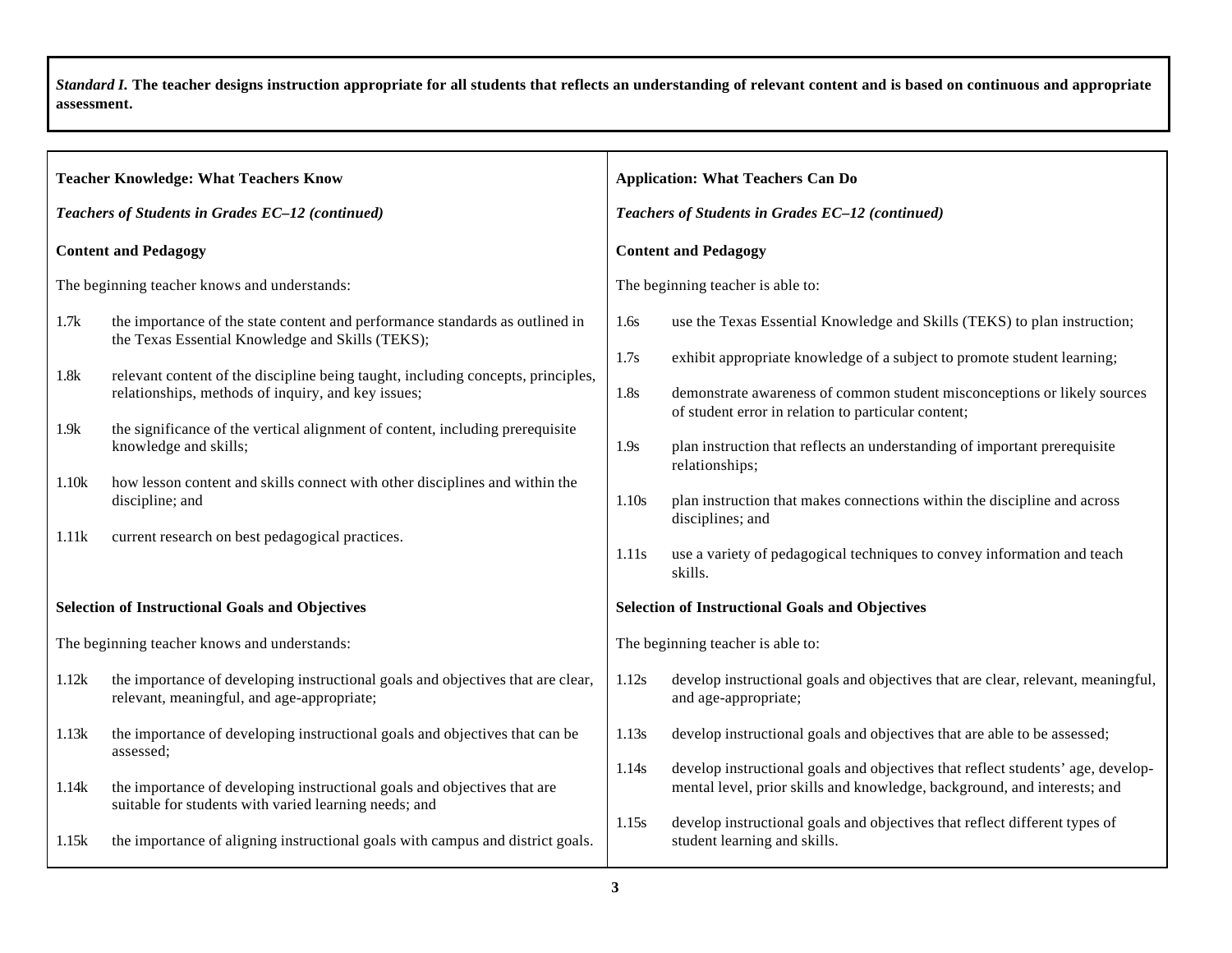*Standard I.* **The teacher designs instruction appropriate for all students that reflects an understanding of relevant content and is based on continuous and appropriate assessment.**

| **Teacher Knowledge: What Teachers Know** | **Application: What Teachers Can Do** |
|---|---|
| ***Teachers of Students in Grades EC–12 (continued)*** | ***Teachers of Students in Grades EC–12 (continued)*** |
| **Content and Pedagogy** | **Content and Pedagogy** |
| The beginning teacher knows and understands: | The beginning teacher is able to: |
| 1.7k the importance of the state content and performance standards as outlined in the Texas Essential Knowledge and Skills (TEKS); | 1.6s use the Texas Essential Knowledge and Skills (TEKS) to plan instruction; |
| 1.8k relevant content of the discipline being taught, including concepts, principles, relationships, methods of inquiry, and key issues; | 1.7s exhibit appropriate knowledge of a subject to promote student learning; |
| 1.9k the significance of the vertical alignment of content, including prerequisite knowledge and skills; | 1.8s demonstrate awareness of common student misconceptions or likely sources of student error in relation to particular content; |
| 1.10k how lesson content and skills connect with other disciplines and within the discipline; and | 1.9s plan instruction that reflects an understanding of important prerequisite relationships; |
| 1.11k current research on best pedagogical practices. | 1.10s plan instruction that makes connections within the discipline and across disciplines; and |
| | 1.11s use a variety of pedagogical techniques to convey information and teach skills. |
| **Selection of Instructional Goals and Objectives** | **Selection of Instructional Goals and Objectives** |
| The beginning teacher knows and understands: | The beginning teacher is able to: |
| 1.12k the importance of developing instructional goals and objectives that are clear, relevant, meaningful, and age-appropriate; | 1.12s develop instructional goals and objectives that are clear, relevant, meaningful, and age-appropriate; |
| 1.13k the importance of developing instructional goals and objectives that can be assessed; | 1.13s develop instructional goals and objectives that are able to be assessed; |
| 1.14k the importance of developing instructional goals and objectives that are suitable for students with varied learning needs; and | 1.14s develop instructional goals and objectives that reflect students' age, developmental level, prior skills and knowledge, background, and interests; and |
| 1.15k the importance of aligning instructional goals with campus and district goals. | 1.15s develop instructional goals and objectives that reflect different types of student learning and skills. |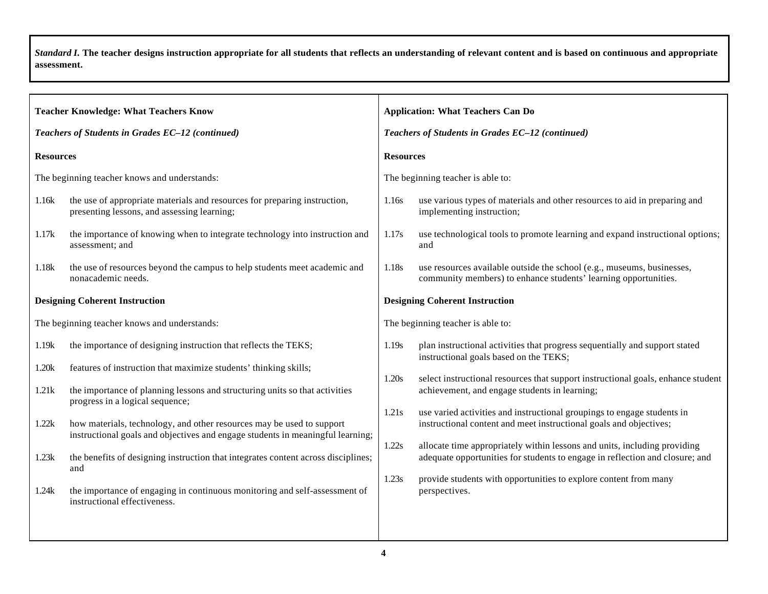*Standard I.* **The teacher designs instruction appropriate for all students that reflects an understanding of relevant content and is based on continuous and appropriate assessment.**

**Teacher Knowledge: What Teachers Know**

***Teachers of Students in Grades EC–12 (continued)***

**Resources**

The beginning teacher knows and understands:

1.16k the use of appropriate materials and resources for preparing instruction, presenting lessons, and assessing learning;

1.17k the importance of knowing when to integrate technology into instruction and assessment; and

1.18k the use of resources beyond the campus to help students meet academic and nonacademic needs.

**Designing Coherent Instruction**

The beginning teacher knows and understands:

1.19k the importance of designing instruction that reflects the TEKS;

1.20k features of instruction that maximize students' thinking skills;

1.21k the importance of planning lessons and structuring units so that activities progress in a logical sequence;

1.22k how materials, technology, and other resources may be used to support instructional goals and objectives and engage students in meaningful learning;

1.23k the benefits of designing instruction that integrates content across disciplines; and

1.24k the importance of engaging in continuous monitoring and self-assessment of instructional effectiveness.

**Application: What Teachers Can Do**

***Teachers of Students in Grades EC–12 (continued)***

**Resources**

The beginning teacher is able to:

1.16s use various types of materials and other resources to aid in preparing and implementing instruction;

1.17s use technological tools to promote learning and expand instructional options; and

1.18s use resources available outside the school (e.g., museums, businesses, community members) to enhance students' learning opportunities.

**Designing Coherent Instruction**

The beginning teacher is able to:

1.19s plan instructional activities that progress sequentially and support stated instructional goals based on the TEKS;

1.20s select instructional resources that support instructional goals, enhance student achievement, and engage students in learning;

1.21s use varied activities and instructional groupings to engage students in instructional content and meet instructional goals and objectives;

1.22s allocate time appropriately within lessons and units, including providing adequate opportunities for students to engage in reflection and closure; and

1.23s provide students with opportunities to explore content from many perspectives.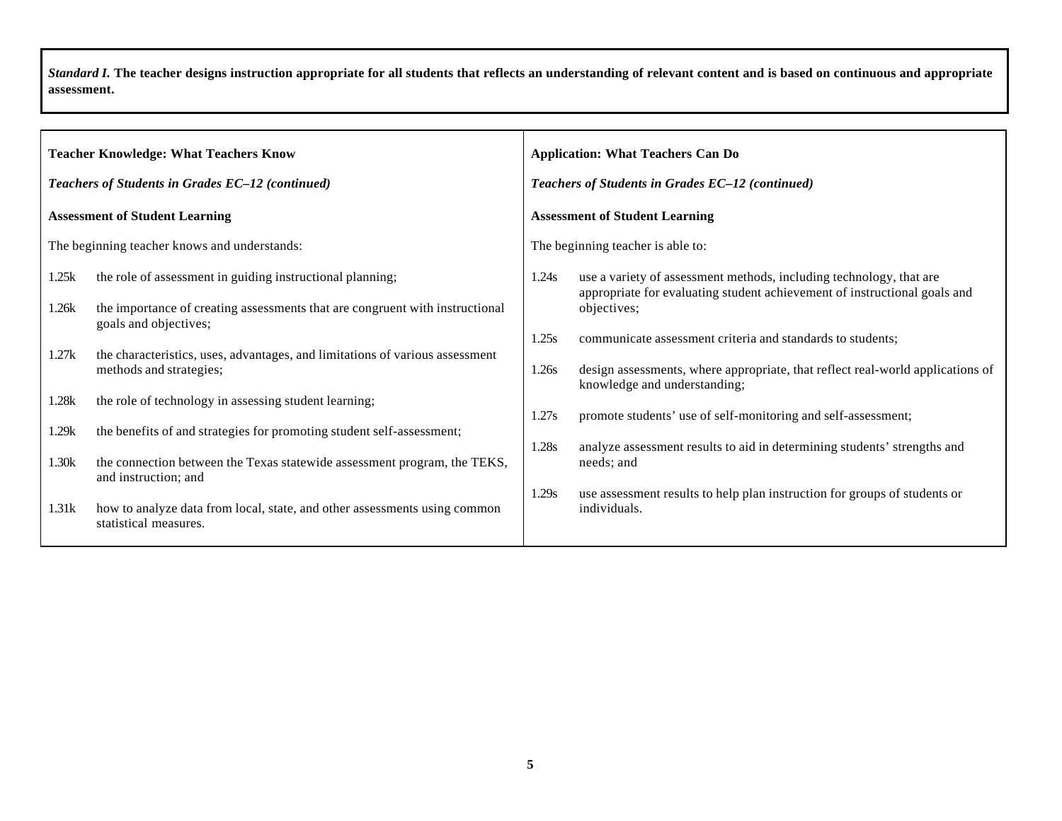*Standard I.* **The teacher designs instruction appropriate for all students that reflects an understanding of relevant content and is based on continuous and appropriate assessment.**

**Teacher Knowledge: What Teachers Know**

***Teachers of Students in Grades EC–12 (continued)***

**Assessment of Student Learning**

The beginning teacher knows and understands:

1.25k the role of assessment in guiding instructional planning;

1.26k the importance of creating assessments that are congruent with instructional goals and objectives;

1.27k the characteristics, uses, advantages, and limitations of various assessment methods and strategies;

1.28k the role of technology in assessing student learning;

1.29k the benefits of and strategies for promoting student self-assessment;

1.30k the connection between the Texas statewide assessment program, the TEKS, and instruction; and

1.31k how to analyze data from local, state, and other assessments using common statistical measures.

**Application: What Teachers Can Do**

***Teachers of Students in Grades EC–12 (continued)***

**Assessment of Student Learning**

The beginning teacher is able to:

1.24s use a variety of assessment methods, including technology, that are appropriate for evaluating student achievement of instructional goals and objectives;

1.25s communicate assessment criteria and standards to students;

1.26s design assessments, where appropriate, that reflect real-world applications of knowledge and understanding;

1.27s promote students' use of self-monitoring and self-assessment;

1.28s analyze assessment results to aid in determining students' strengths and needs; and

1.29s use assessment results to help plan instruction for groups of students or individuals.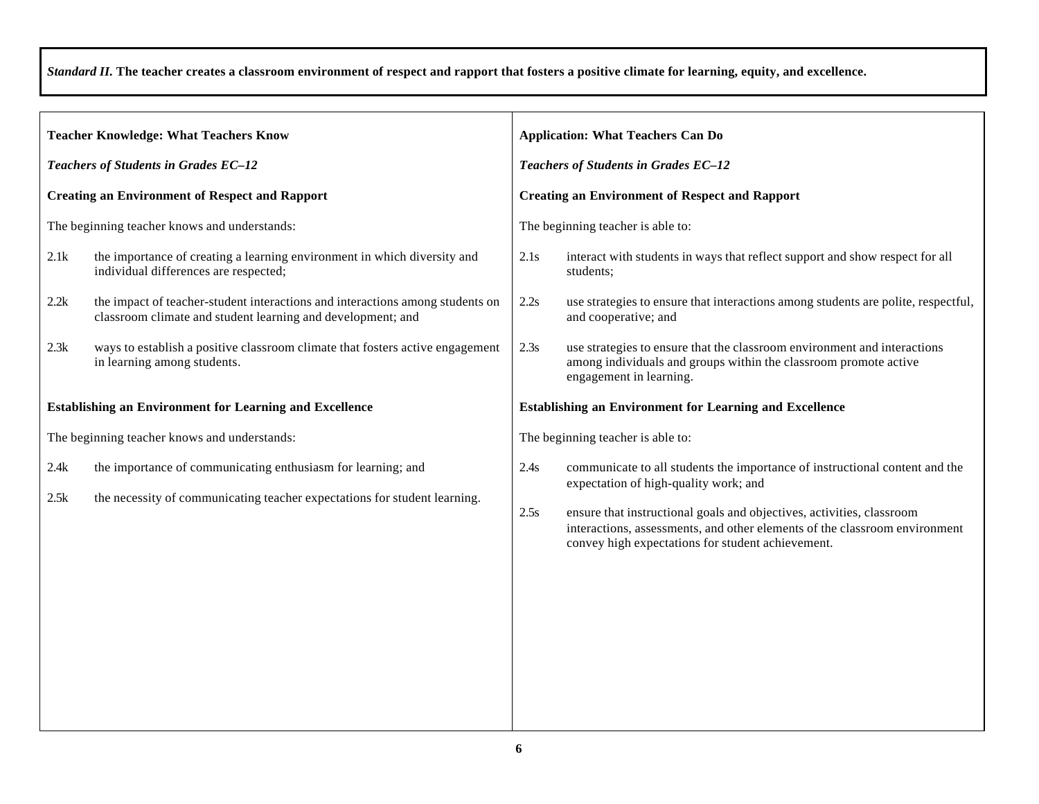*Standard II.* **The teacher creates a classroom environment of respect and rapport that fosters a positive climate for learning, equity, and excellence.**

**Teacher Knowledge: What Teachers Know**

***Teachers of Students in Grades EC–12***

**Creating an Environment of Respect and Rapport**

The beginning teacher knows and understands:

2.1k the importance of creating a learning environment in which diversity and individual differences are respected;

2.2k the impact of teacher-student interactions and interactions among students on classroom climate and student learning and development; and

2.3k ways to establish a positive classroom climate that fosters active engagement in learning among students.

**Establishing an Environment for Learning and Excellence**

The beginning teacher knows and understands:

2.4k the importance of communicating enthusiasm for learning; and

2.5k the necessity of communicating teacher expectations for student learning.

**Application: What Teachers Can Do**

***Teachers of Students in Grades EC–12***

**Creating an Environment of Respect and Rapport**

The beginning teacher is able to:

2.1s interact with students in ways that reflect support and show respect for all students;

2.2s use strategies to ensure that interactions among students are polite, respectful, and cooperative; and

2.3s use strategies to ensure that the classroom environment and interactions among individuals and groups within the classroom promote active engagement in learning.

**Establishing an Environment for Learning and Excellence**

The beginning teacher is able to:

2.4s communicate to all students the importance of instructional content and the expectation of high-quality work; and

2.5s ensure that instructional goals and objectives, activities, classroom interactions, assessments, and other elements of the classroom environment convey high expectations for student achievement.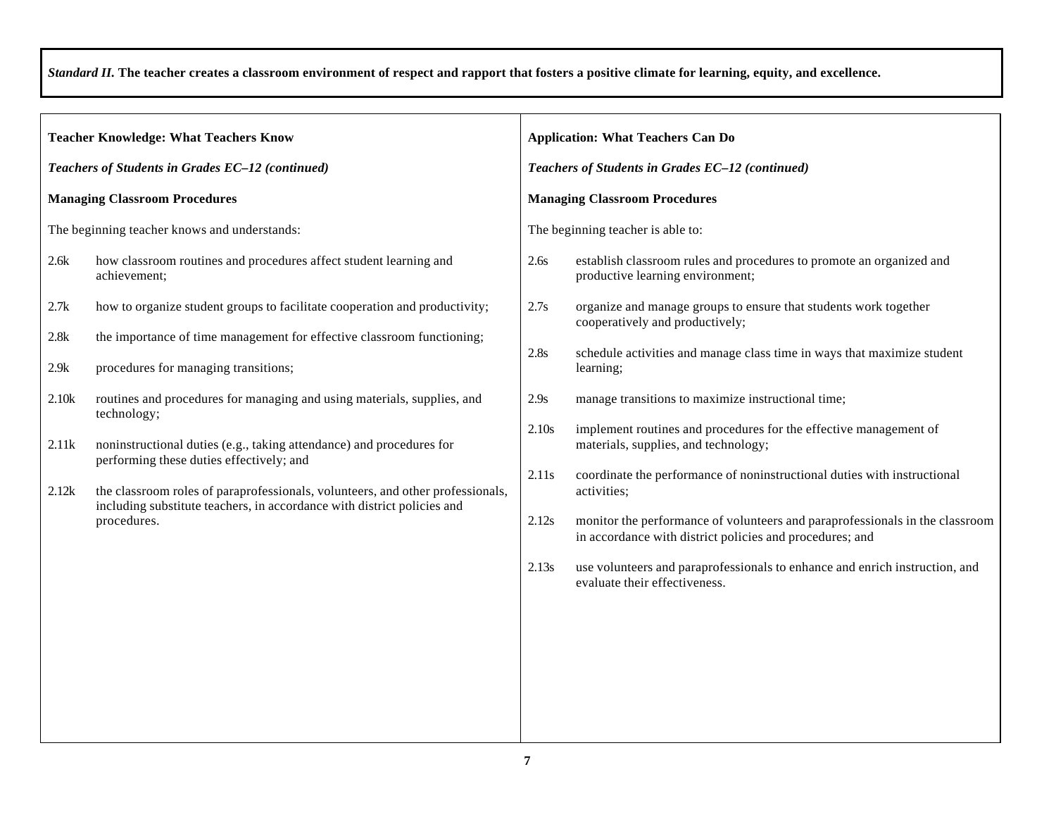*Standard II.* **The teacher creates a classroom environment of respect and rapport that fosters a positive climate for learning, equity, and excellence.**

**Teacher Knowledge: What Teachers Know**

***Teachers of Students in Grades EC–12 (continued)***

**Managing Classroom Procedures**

The beginning teacher knows and understands:

2.6k how classroom routines and procedures affect student learning and achievement;

2.7k how to organize student groups to facilitate cooperation and productivity;

2.8k the importance of time management for effective classroom functioning;

2.9k procedures for managing transitions;

2.10k routines and procedures for managing and using materials, supplies, and technology;

2.11k noninstructional duties (e.g., taking attendance) and procedures for performing these duties effectively; and

2.12k the classroom roles of paraprofessionals, volunteers, and other professionals, including substitute teachers, in accordance with district policies and procedures.

**Application: What Teachers Can Do**

***Teachers of Students in Grades EC–12 (continued)***

**Managing Classroom Procedures**

The beginning teacher is able to:

2.6s establish classroom rules and procedures to promote an organized and productive learning environment;

2.7s organize and manage groups to ensure that students work together cooperatively and productively;

2.8s schedule activities and manage class time in ways that maximize student learning;

2.9s manage transitions to maximize instructional time;

2.10s implement routines and procedures for the effective management of materials, supplies, and technology;

2.11s coordinate the performance of noninstructional duties with instructional activities;

2.12s monitor the performance of volunteers and paraprofessionals in the classroom in accordance with district policies and procedures; and

2.13s use volunteers and paraprofessionals to enhance and enrich instruction, and evaluate their effectiveness.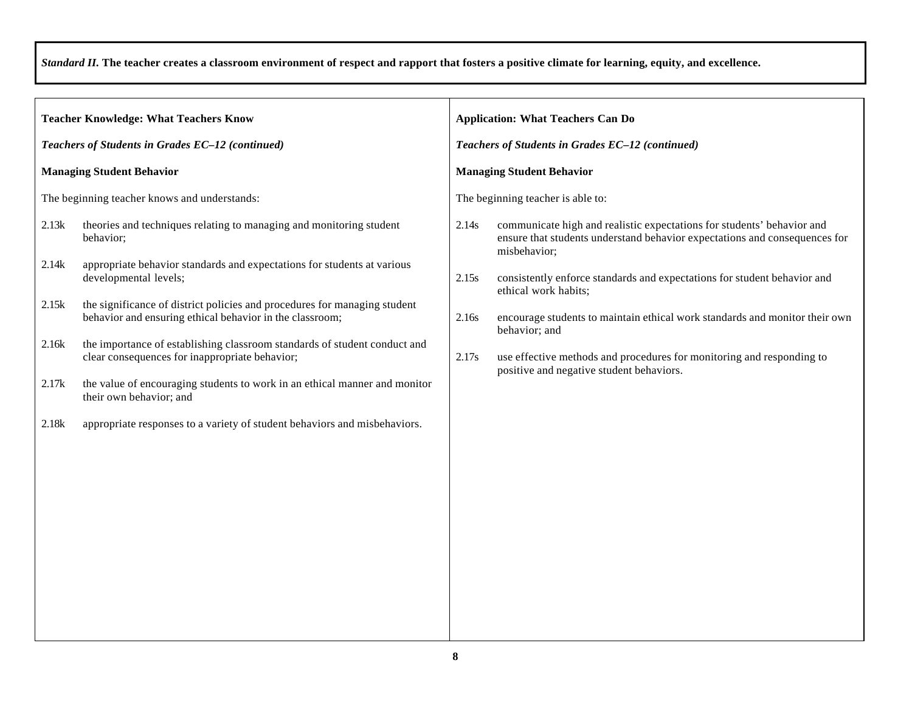*Standard II.* **The teacher creates a classroom environment of respect and rapport that fosters a positive climate for learning, equity, and excellence.**

**Teacher Knowledge: What Teachers Know**

***Teachers of Students in Grades EC–12 (continued)***

**Managing Student Behavior**

The beginning teacher knows and understands:

2.13k theories and techniques relating to managing and monitoring student behavior;

2.14k appropriate behavior standards and expectations for students at various developmental levels;

2.15k the significance of district policies and procedures for managing student behavior and ensuring ethical behavior in the classroom;

2.16k the importance of establishing classroom standards of student conduct and clear consequences for inappropriate behavior;

2.17k the value of encouraging students to work in an ethical manner and monitor their own behavior; and

2.18k appropriate responses to a variety of student behaviors and misbehaviors.

**Application: What Teachers Can Do**

***Teachers of Students in Grades EC–12 (continued)***

**Managing Student Behavior**

The beginning teacher is able to:

2.14s communicate high and realistic expectations for students' behavior and ensure that students understand behavior expectations and consequences for misbehavior;

2.15s consistently enforce standards and expectations for student behavior and ethical work habits;

2.16s encourage students to maintain ethical work standards and monitor their own behavior; and

2.17s use effective methods and procedures for monitoring and responding to positive and negative student behaviors.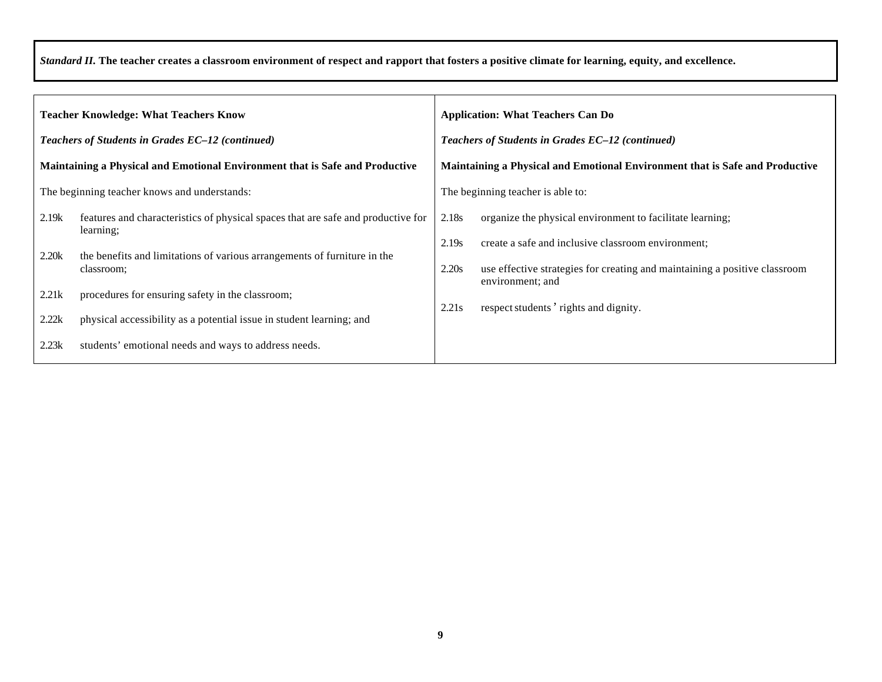*Standard II.* **The teacher creates a classroom environment of respect and rapport that fosters a positive climate for learning, equity, and excellence.**

| **Teacher Knowledge: What Teachers Know** | **Application: What Teachers Can Do** |
|---|---|
| ***Teachers of Students in Grades EC–12 (continued)*** | ***Teachers of Students in Grades EC–12 (continued)*** |
| **Maintaining a Physical and Emotional Environment that is Safe and Productive** | **Maintaining a Physical and Emotional Environment that is Safe and Productive** |
| The beginning teacher knows and understands: | The beginning teacher is able to: |
| 2.19k features and characteristics of physical spaces that are safe and productive for learning; | 2.18s organize the physical environment to facilitate learning; |
| 2.20k the benefits and limitations of various arrangements of furniture in the classroom; | 2.19s create a safe and inclusive classroom environment; |
| 2.21k procedures for ensuring safety in the classroom; | 2.20s use effective strategies for creating and maintaining a positive classroom environment; and |
| 2.22k physical accessibility as a potential issue in student learning; and | 2.21s respect students' rights and dignity. |
| 2.23k students' emotional needs and ways to address needs. | |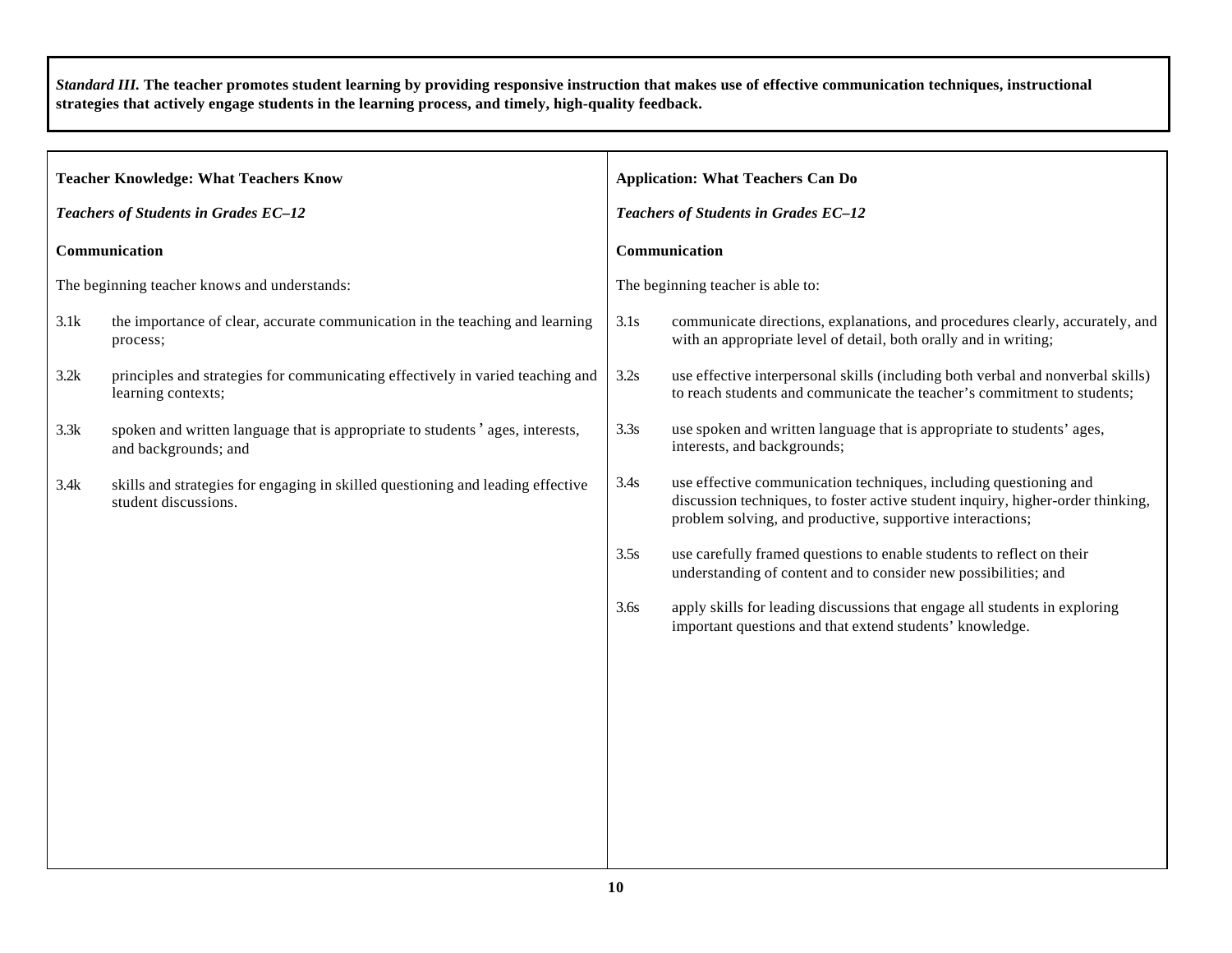*Standard III.* **The teacher promotes student learning by providing responsive instruction that makes use of effective communication techniques, instructional strategies that actively engage students in the learning process, and timely, high-quality feedback.**

**Teacher Knowledge: What Teachers Know**

***Teachers of Students in Grades EC–12***

**Communication**

The beginning teacher knows and understands:

3.1k the importance of clear, accurate communication in the teaching and learning process;

3.2k principles and strategies for communicating effectively in varied teaching and learning contexts;

3.3k spoken and written language that is appropriate to students' ages, interests, and backgrounds; and

3.4k skills and strategies for engaging in skilled questioning and leading effective student discussions.

**Application: What Teachers Can Do**

***Teachers of Students in Grades EC–12***

**Communication**

The beginning teacher is able to:

3.1s communicate directions, explanations, and procedures clearly, accurately, and with an appropriate level of detail, both orally and in writing;

3.2s use effective interpersonal skills (including both verbal and nonverbal skills) to reach students and communicate the teacher's commitment to students;

3.3s use spoken and written language that is appropriate to students' ages, interests, and backgrounds;

3.4s use effective communication techniques, including questioning and discussion techniques, to foster active student inquiry, higher-order thinking, problem solving, and productive, supportive interactions;

3.5s use carefully framed questions to enable students to reflect on their understanding of content and to consider new possibilities; and

3.6s apply skills for leading discussions that engage all students in exploring important questions and that extend students' knowledge.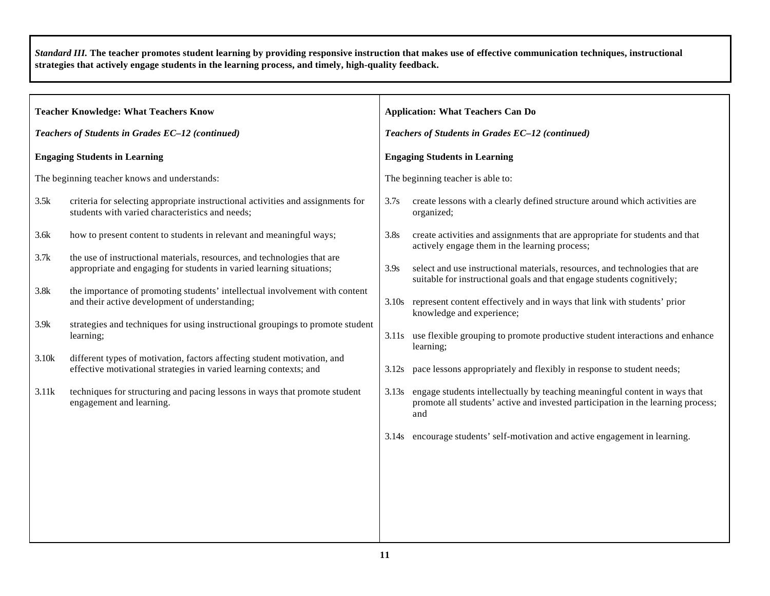*Standard III.* **The teacher promotes student learning by providing responsive instruction that makes use of effective communication techniques, instructional strategies that actively engage students in the learning process, and timely, high-quality feedback.**

**Teacher Knowledge: What Teachers Know**

***Teachers of Students in Grades EC–12 (continued)***

**Engaging Students in Learning**

The beginning teacher knows and understands:

3.5k criteria for selecting appropriate instructional activities and assignments for students with varied characteristics and needs;

3.6k how to present content to students in relevant and meaningful ways;

3.7k the use of instructional materials, resources, and technologies that are appropriate and engaging for students in varied learning situations;

3.8k the importance of promoting students' intellectual involvement with content and their active development of understanding;

3.9k strategies and techniques for using instructional groupings to promote student learning;

3.10k different types of motivation, factors affecting student motivation, and effective motivational strategies in varied learning contexts; and

3.11k techniques for structuring and pacing lessons in ways that promote student engagement and learning.

**Application: What Teachers Can Do**

***Teachers of Students in Grades EC–12 (continued)***

**Engaging Students in Learning**

The beginning teacher is able to:

3.7s create lessons with a clearly defined structure around which activities are organized;

3.8s create activities and assignments that are appropriate for students and that actively engage them in the learning process;

3.9s select and use instructional materials, resources, and technologies that are suitable for instructional goals and that engage students cognitively;

3.10s represent content effectively and in ways that link with students' prior knowledge and experience;

3.11s use flexible grouping to promote productive student interactions and enhance learning;

3.12s pace lessons appropriately and flexibly in response to student needs;

3.13s engage students intellectually by teaching meaningful content in ways that promote all students' active and invested participation in the learning process; and

3.14s encourage students' self-motivation and active engagement in learning.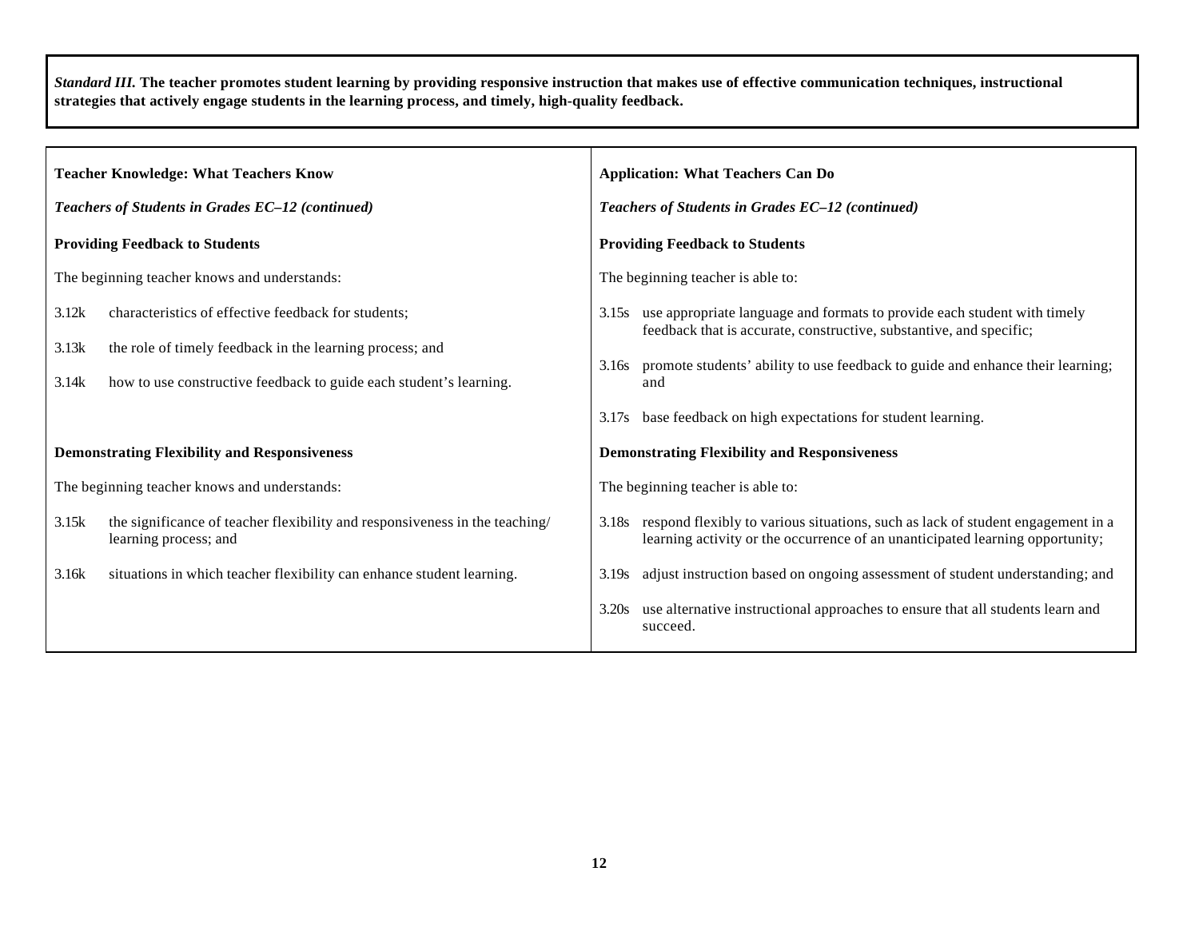*Standard III.* **The teacher promotes student learning by providing responsive instruction that makes use of effective communication techniques, instructional strategies that actively engage students in the learning process, and timely, high-quality feedback.**

| **Teacher Knowledge: What Teachers Know** | **Application: What Teachers Can Do** |
|---|---|
| ***Teachers of Students in Grades EC–12 (continued)*** | ***Teachers of Students in Grades EC–12 (continued)*** |
| **Providing Feedback to Students** | **Providing Feedback to Students** |
| The beginning teacher knows and understands: | The beginning teacher is able to: |
| 3.12k characteristics of effective feedback for students; | 3.15s use appropriate language and formats to provide each student with timely feedback that is accurate, constructive, substantive, and specific; |
| 3.13k the role of timely feedback in the learning process; and | 3.16s promote students' ability to use feedback to guide and enhance their learning; and |
| 3.14k how to use constructive feedback to guide each student's learning. | 3.17s base feedback on high expectations for student learning. |
| **Demonstrating Flexibility and Responsiveness** | **Demonstrating Flexibility and Responsiveness** |
| The beginning teacher knows and understands: | The beginning teacher is able to: |
| 3.15k the significance of teacher flexibility and responsiveness in the teaching/learning process; and | 3.18s respond flexibly to various situations, such as lack of student engagement in a learning activity or the occurrence of an unanticipated learning opportunity; |
| 3.16k situations in which teacher flexibility can enhance student learning. | 3.19s adjust instruction based on ongoing assessment of student understanding; and |
| | 3.20s use alternative instructional approaches to ensure that all students learn and succeed. |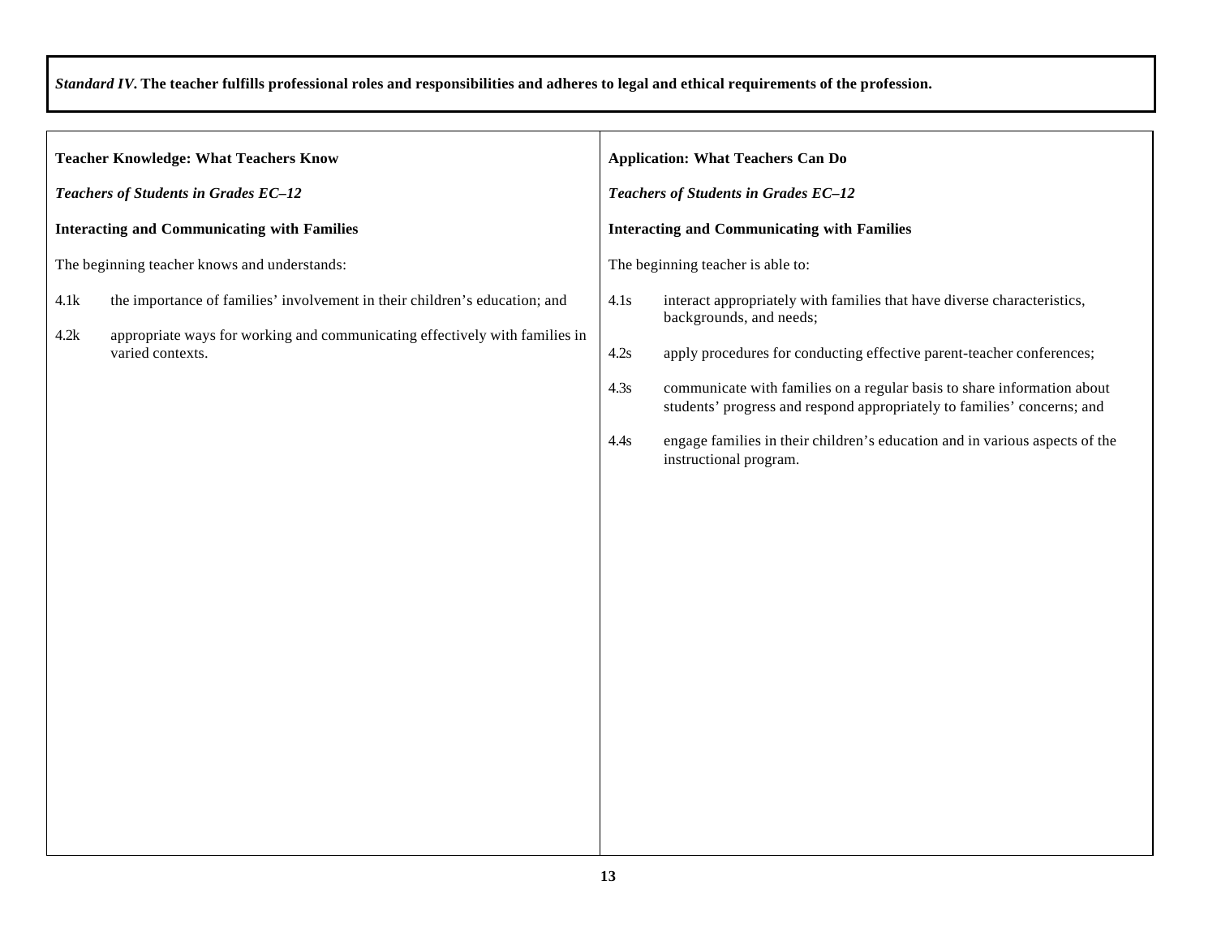***Standard IV*. The teacher fulfills professional roles and responsibilities and adheres to legal and ethical requirements of the profession.**

**Teacher Knowledge: What Teachers Know**

***Teachers of Students in Grades EC–12***

**Interacting and Communicating with Families**

The beginning teacher knows and understands:

4.1k the importance of families' involvement in their children's education; and

4.2k appropriate ways for working and communicating effectively with families in varied contexts.

**Application: What Teachers Can Do**

***Teachers of Students in Grades EC–12***

**Interacting and Communicating with Families**

The beginning teacher is able to:

4.1s interact appropriately with families that have diverse characteristics, backgrounds, and needs;

4.2s apply procedures for conducting effective parent-teacher conferences;

4.3s communicate with families on a regular basis to share information about students' progress and respond appropriately to families' concerns; and

4.4s engage families in their children's education and in various aspects of the instructional program.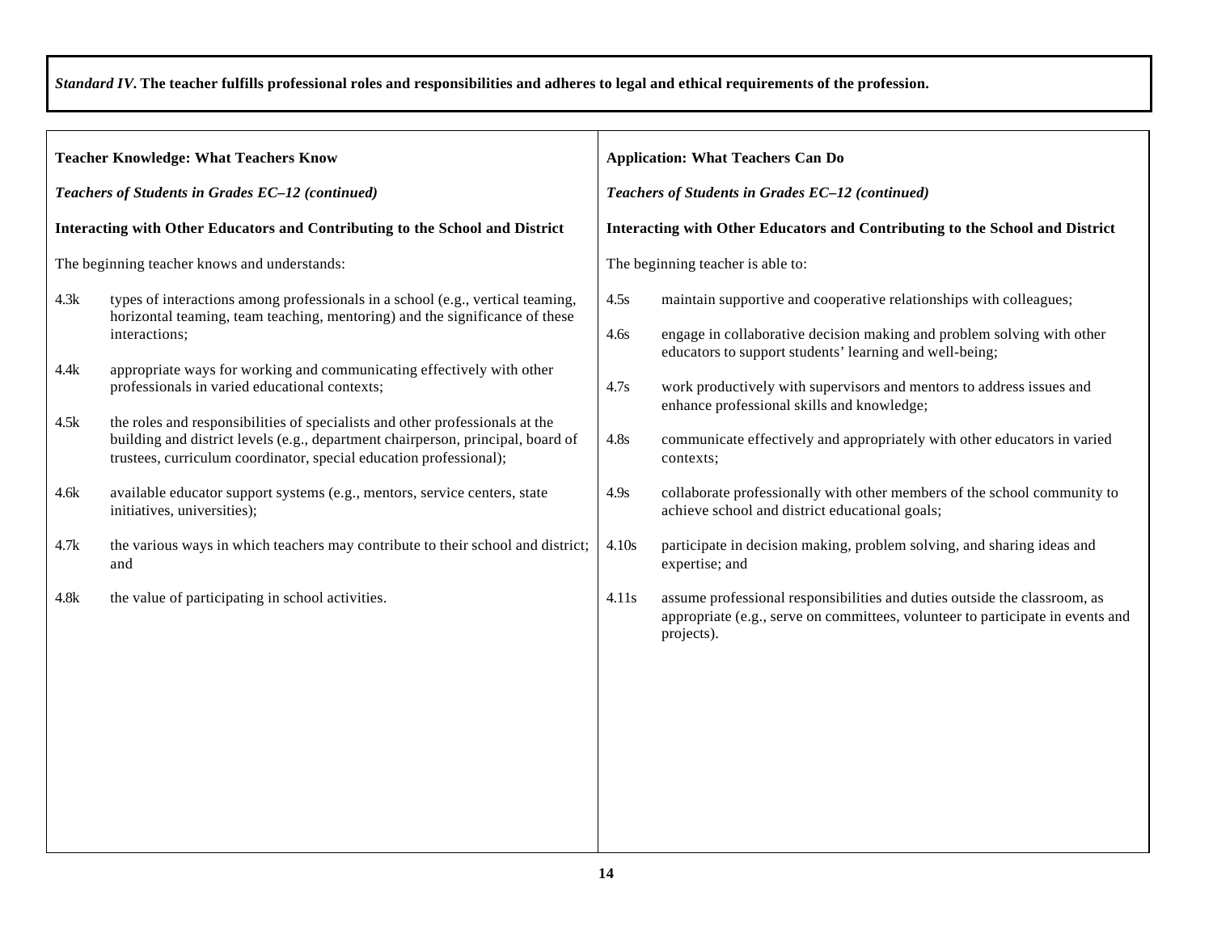*Standard IV*. **The teacher fulfills professional roles and responsibilities and adheres to legal and ethical requirements of the profession.**

**Teacher Knowledge: What Teachers Know**

***Teachers of Students in Grades EC–12 (continued)***

**Interacting with Other Educators and Contributing to the School and District**

The beginning teacher knows and understands:

4.3k types of interactions among professionals in a school (e.g., vertical teaming, horizontal teaming, team teaching, mentoring) and the significance of these interactions;

4.4k appropriate ways for working and communicating effectively with other professionals in varied educational contexts;

4.5k the roles and responsibilities of specialists and other professionals at the building and district levels (e.g., department chairperson, principal, board of trustees, curriculum coordinator, special education professional);

4.6k available educator support systems (e.g., mentors, service centers, state initiatives, universities);

4.7k the various ways in which teachers may contribute to their school and district; and

4.8k the value of participating in school activities.

**Application: What Teachers Can Do**

***Teachers of Students in Grades EC–12 (continued)***

**Interacting with Other Educators and Contributing to the School and District**

The beginning teacher is able to:

4.5s maintain supportive and cooperative relationships with colleagues;

4.6s engage in collaborative decision making and problem solving with other educators to support students' learning and well-being;

4.7s work productively with supervisors and mentors to address issues and enhance professional skills and knowledge;

4.8s communicate effectively and appropriately with other educators in varied contexts;

4.9s collaborate professionally with other members of the school community to achieve school and district educational goals;

4.10s participate in decision making, problem solving, and sharing ideas and expertise; and

4.11s assume professional responsibilities and duties outside the classroom, as appropriate (e.g., serve on committees, volunteer to participate in events and projects).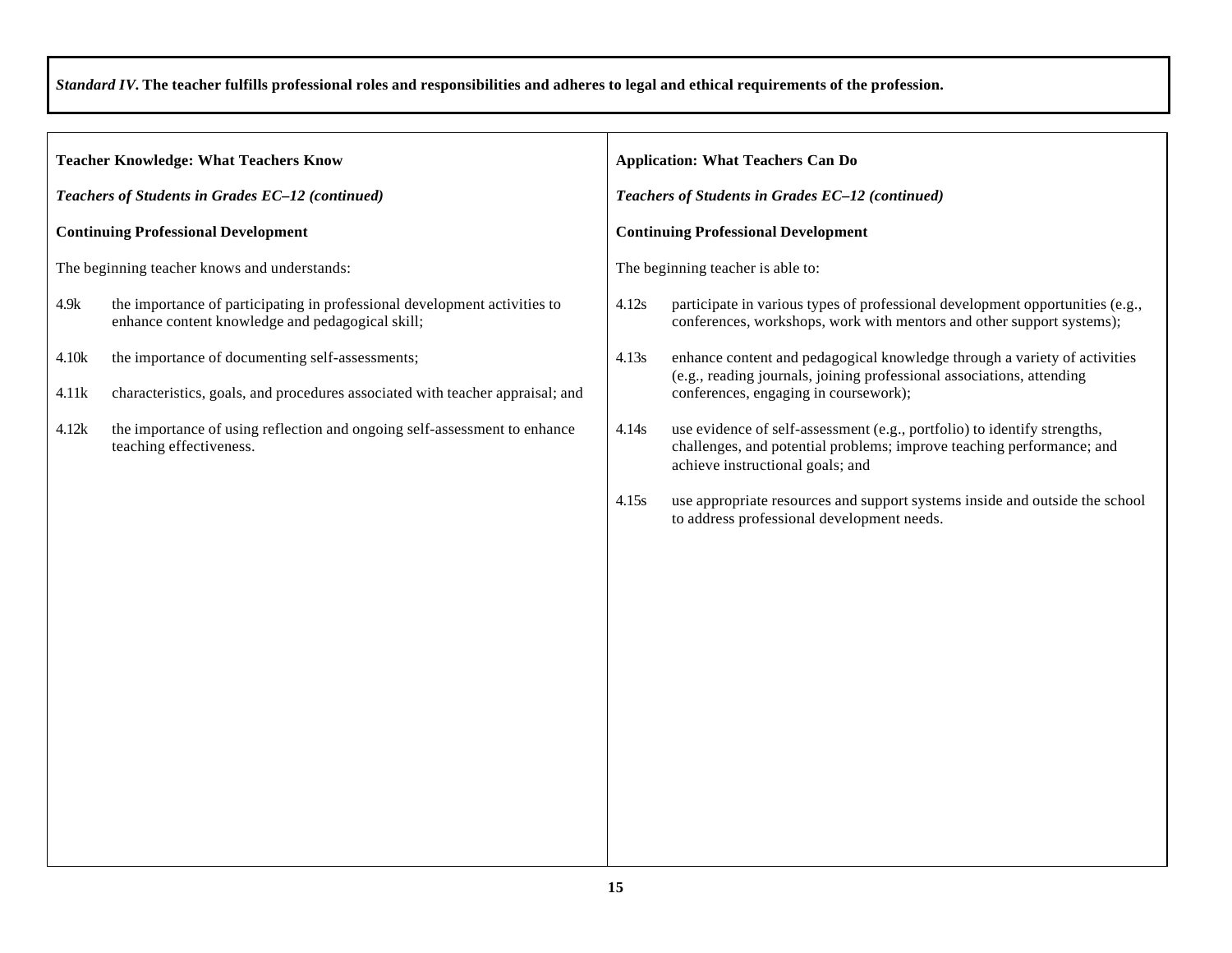*Standard IV*. **The teacher fulfills professional roles and responsibilities and adheres to legal and ethical requirements of the profession.**

**Teacher Knowledge: What Teachers Know**

***Teachers of Students in Grades EC–12 (continued)***

**Continuing Professional Development**

The beginning teacher knows and understands:

4.9k the importance of participating in professional development activities to enhance content knowledge and pedagogical skill;

4.10k the importance of documenting self-assessments;

4.11k characteristics, goals, and procedures associated with teacher appraisal; and

4.12k the importance of using reflection and ongoing self-assessment to enhance teaching effectiveness.

**Application: What Teachers Can Do**

***Teachers of Students in Grades EC–12 (continued)***

**Continuing Professional Development**

The beginning teacher is able to:

4.12s participate in various types of professional development opportunities (e.g., conferences, workshops, work with mentors and other support systems);

4.13s enhance content and pedagogical knowledge through a variety of activities (e.g., reading journals, joining professional associations, attending conferences, engaging in coursework);

4.14s use evidence of self-assessment (e.g., portfolio) to identify strengths, challenges, and potential problems; improve teaching performance; and achieve instructional goals; and

4.15s use appropriate resources and support systems inside and outside the school to address professional development needs.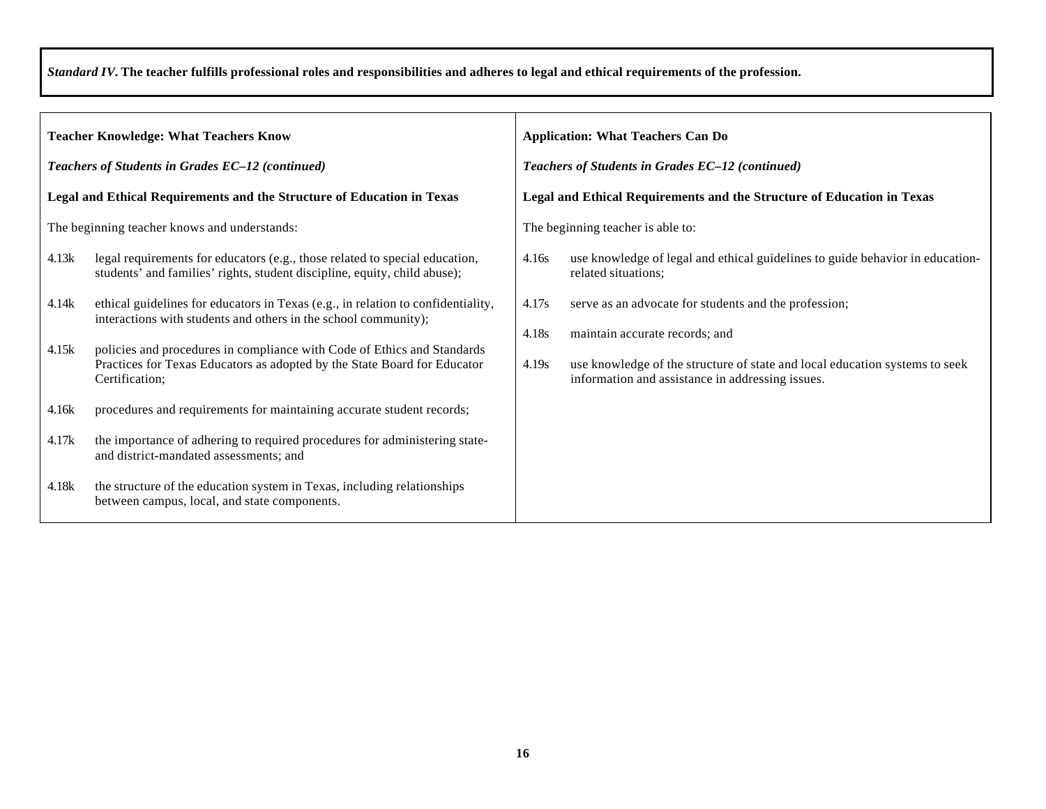*Standard IV*. **The teacher fulfills professional roles and responsibilities and adheres to legal and ethical requirements of the profession.**

**Teacher Knowledge: What Teachers Know**

***Teachers of Students in Grades EC–12 (continued)***

**Legal and Ethical Requirements and the Structure of Education in Texas**

The beginning teacher knows and understands:

- 4.13k legal requirements for educators (e.g., those related to special education, students' and families' rights, student discipline, equity, child abuse);
- 4.14k ethical guidelines for educators in Texas (e.g., in relation to confidentiality, interactions with students and others in the school community);
- 4.15k policies and procedures in compliance with Code of Ethics and Standards Practices for Texas Educators as adopted by the State Board for Educator Certification;
- 4.16k procedures and requirements for maintaining accurate student records;
- 4.17k the importance of adhering to required procedures for administering state- and district-mandated assessments; and
- 4.18k the structure of the education system in Texas, including relationships between campus, local, and state components.

**Application: What Teachers Can Do**

***Teachers of Students in Grades EC–12 (continued)***

**Legal and Ethical Requirements and the Structure of Education in Texas**

The beginning teacher is able to:

- 4.16s use knowledge of legal and ethical guidelines to guide behavior in education-related situations;
- 4.17s serve as an advocate for students and the profession;
- 4.18s maintain accurate records; and
- 4.19s use knowledge of the structure of state and local education systems to seek information and assistance in addressing issues.